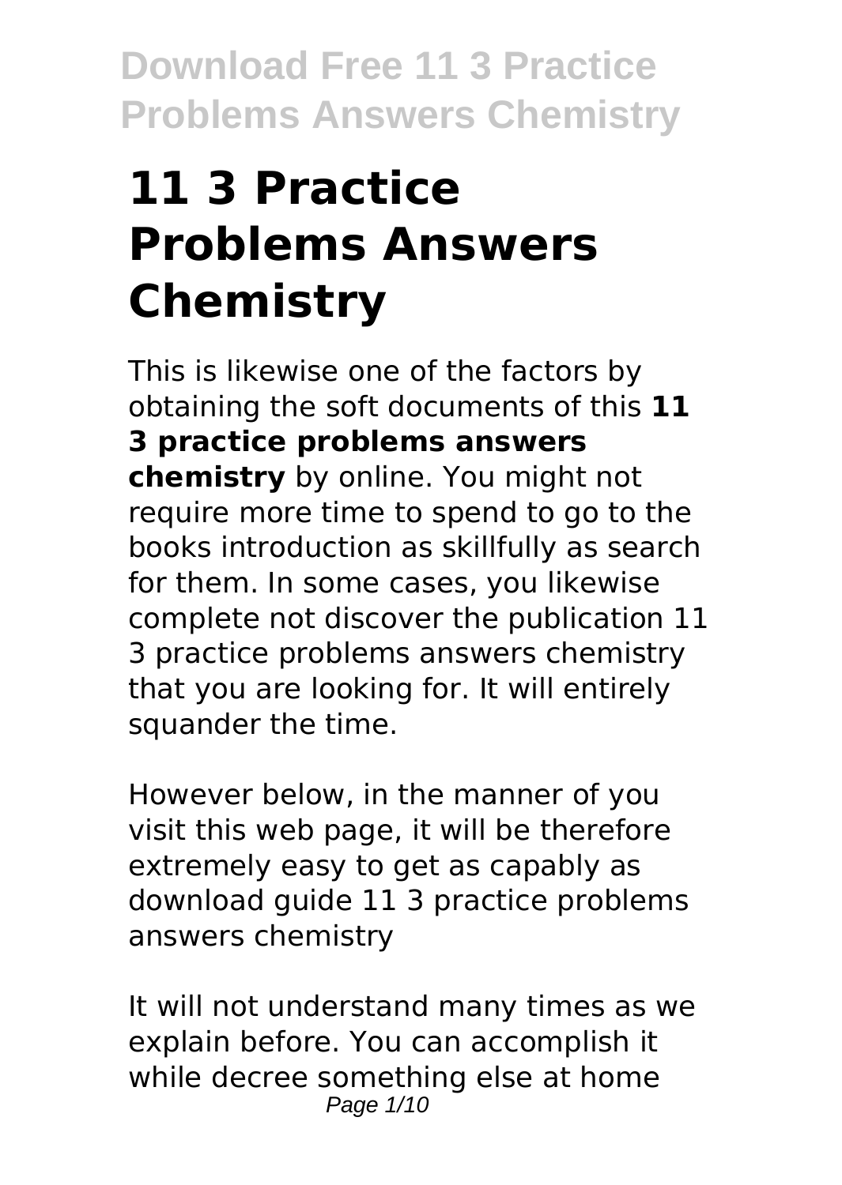# 11 3 Practice Problems Answers Chemistry

This is likewise one of the factors by obtaining the soft documents of this **11 3 practice problems answers chemistry** by online. You might not require more time to spend to go to the books introduction as skillfully as search for them. In some cases, you likewise complete not discover the publication 11 3 practice problems answers chemistry that you are looking for. It will entirely squander the time.

However below, in the manner of you visit this web page, it will be therefore extremely easy to get as capably as download guide 11 3 practice problems answers chemistry

It will not understand many times as we explain before. You can accomplish it while decree something else at home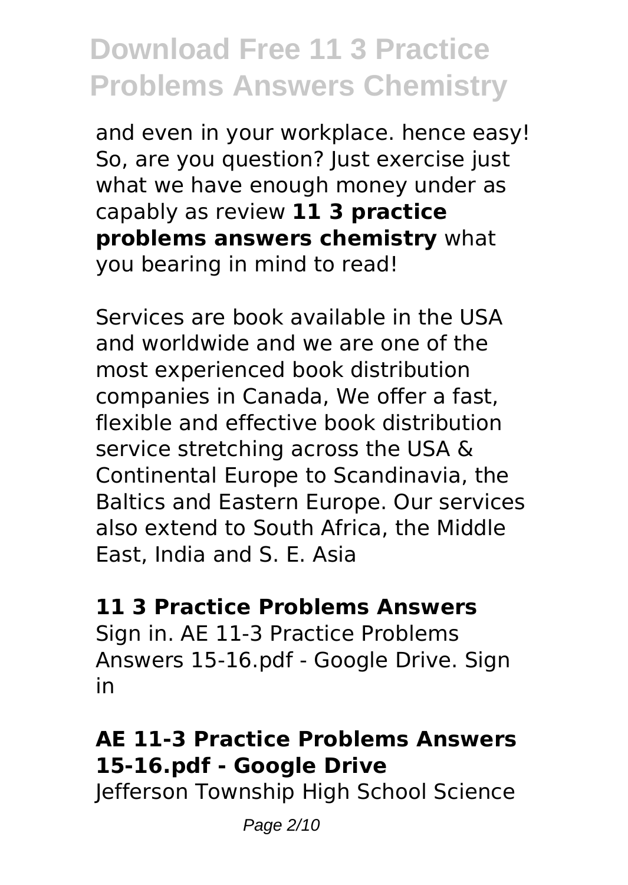and even in your workplace. hence easy! So, are you question? Just exercise just what we have enough money under as capably as review **11 3 practice problems answers chemistry** what you bearing in mind to read!

Services are book available in the USA and worldwide and we are one of the most experienced book distribution companies in Canada, We offer a fast, flexible and effective book distribution service stretching across the USA & Continental Europe to Scandinavia, the Baltics and Eastern Europe. Our services also extend to South Africa, the Middle East, India and S. E. Asia

## 11 3 Practice Problems Answers

Sign in. AE 11-3 Practice Problems Answers 15-16.pdf - Google Drive. Sign in

## AE 11-3 Practice Problems Answers 15-16.pdf - Google Drive

Jefferson Township High School Science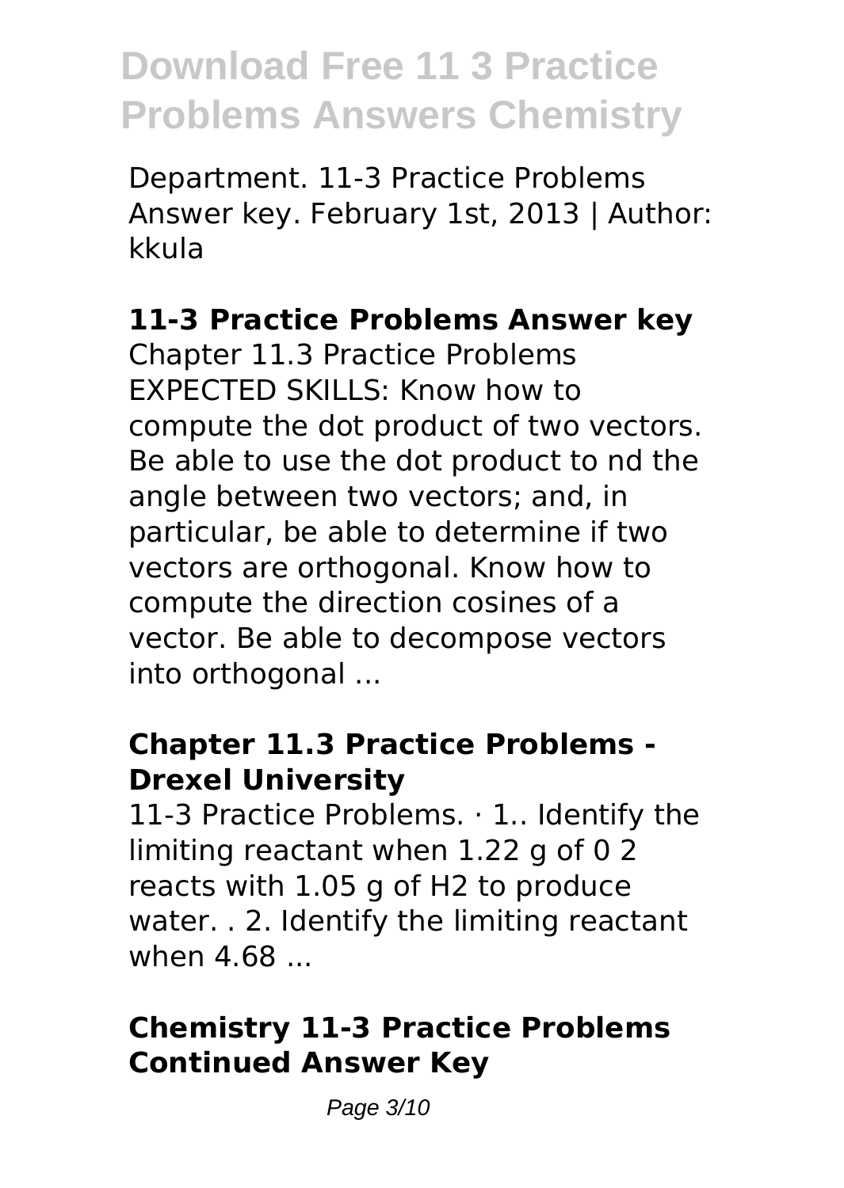Department. 11-3 Practice Problems Answer key. February 1st, 2013 | Author: kkula

## 11-3 Practice Problems Answer key

Chapter 11.3 Practice Problems EXPECTED SKILLS: Know how to compute the dot product of two vectors. Be able to use the dot product to nd the angle between two vectors; and, in particular, be able to determine if two vectors are orthogonal. Know how to compute the direction cosines of a vector. Be able to decompose vectors into orthogonal ...

## Chapter 11.3 Practice Problems - Drexel University

11-3 Practice Problems. · 1.. Identify the limiting reactant when 1.22 g of 0 2 reacts with 1.05 g of $H_2$ to produce water. . 2. Identify the limiting reactant when 4.68 ...

## Chemistry 11-3 Practice Problems Continued Answer Key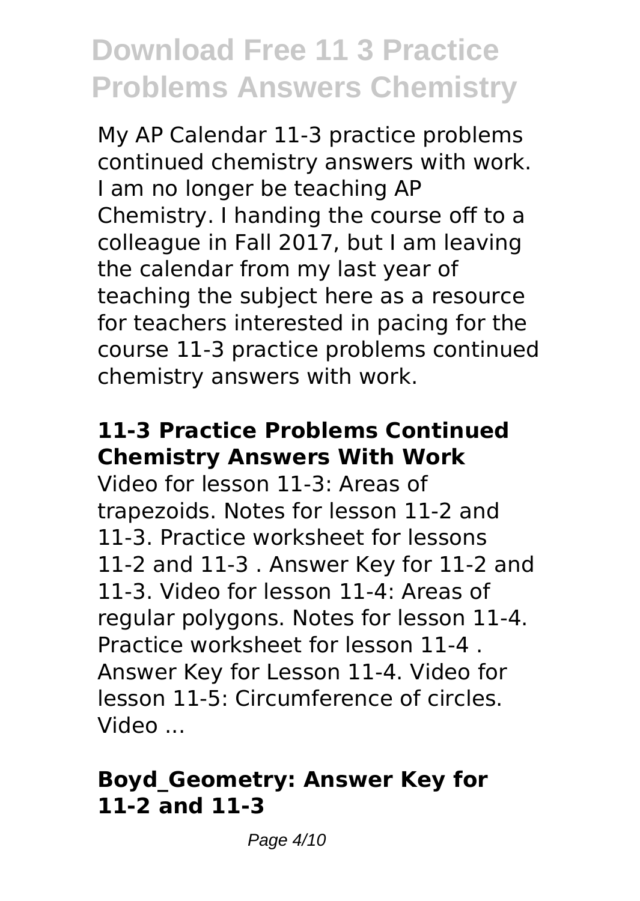# Download Free 11 3 Practice Problems Answers Chemistry

My AP Calendar 11-3 practice problems continued chemistry answers with work. I am no longer be teaching AP Chemistry. I handing the course off to a colleague in Fall 2017, but I am leaving the calendar from my last year of teaching the subject here as a resource for teachers interested in pacing for the course 11-3 practice problems continued chemistry answers with work.

### 11-3 Practice Problems Continued Chemistry Answers With Work

Video for lesson 11-3: Areas of trapezoids. Notes for lesson 11-2 and 11-3. Practice worksheet for lessons 11-2 and 11-3 . Answer Key for 11-2 and 11-3. Video for lesson 11-4: Areas of regular polygons. Notes for lesson 11-4. Practice worksheet for lesson 11-4 . Answer Key for Lesson 11-4. Video for lesson 11-5: Circumference of circles. Video ...

### Boyd_Geometry: Answer Key for 11-2 and 11-3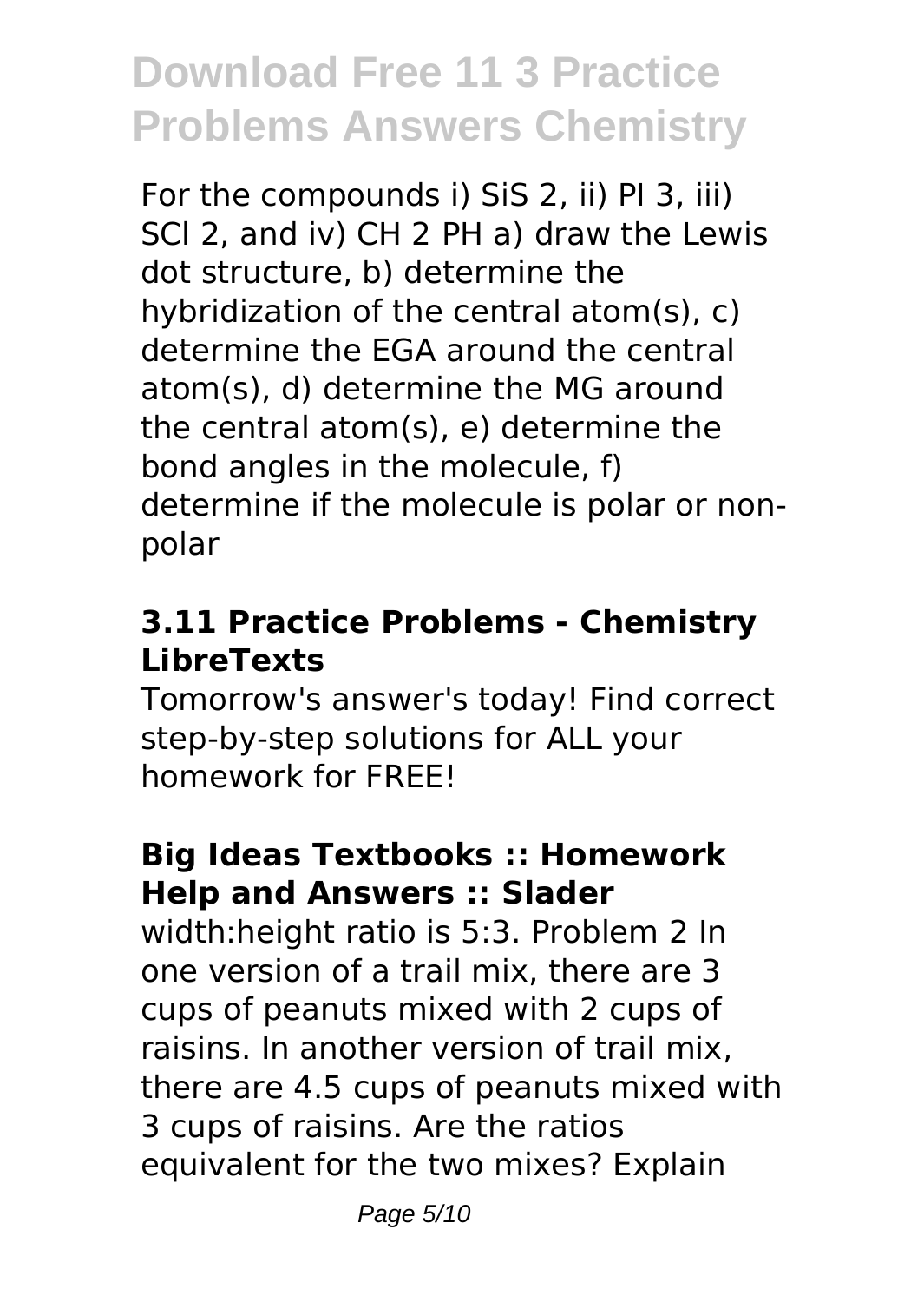For the compounds i) $SiS_2$, ii) $PI_3$, iii) $SCl_2$, and iv) $CH_2PH$ a) draw the Lewis dot structure, b) determine the hybridization of the central atom(s), c) determine the EGA around the central atom(s), d) determine the MG around the central atom(s), e) determine the bond angles in the molecule, f) determine if the molecule is polar or non-polar

### 3.11 Practice Problems - Chemistry LibreTexts

Tomorrow's answer's today! Find correct step-by-step solutions for ALL your homework for FREE!

### Big Ideas Textbooks :: Homework Help and Answers :: Slader

width:height ratio is 5:3. Problem 2 In one version of a trail mix, there are 3 cups of peanuts mixed with 2 cups of raisins. In another version of trail mix, there are 4.5 cups of peanuts mixed with 3 cups of raisins. Are the ratios equivalent for the two mixes? Explain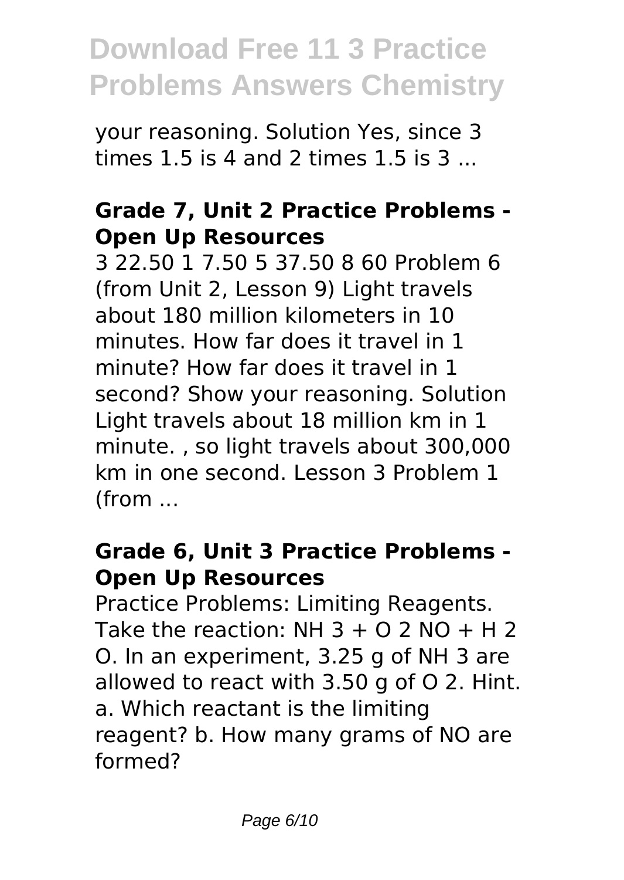your reasoning. Solution Yes, since 3 times 1.5 is 4 and 2 times 1.5 is 3 ...

### Grade 7, Unit 2 Practice Problems - Open Up Resources

3 22.50 1 7.50 5 37.50 8 60 Problem 6 (from Unit 2, Lesson 9) Light travels about 180 million kilometers in 10 minutes. How far does it travel in 1 minute? How far does it travel in 1 second? Show your reasoning. Solution Light travels about 18 million km in 1 minute. , so light travels about 300,000 km in one second. Lesson 3 Problem 1 (from ...

### Grade 6, Unit 3 Practice Problems - Open Up Resources

Practice Problems: Limiting Reagents. Take the reaction: NH 3 + O 2 NO + H 2 O. In an experiment, 3.25 g of NH 3 are allowed to react with 3.50 g of O 2. Hint. a. Which reactant is the limiting reagent? b. How many grams of NO are formed?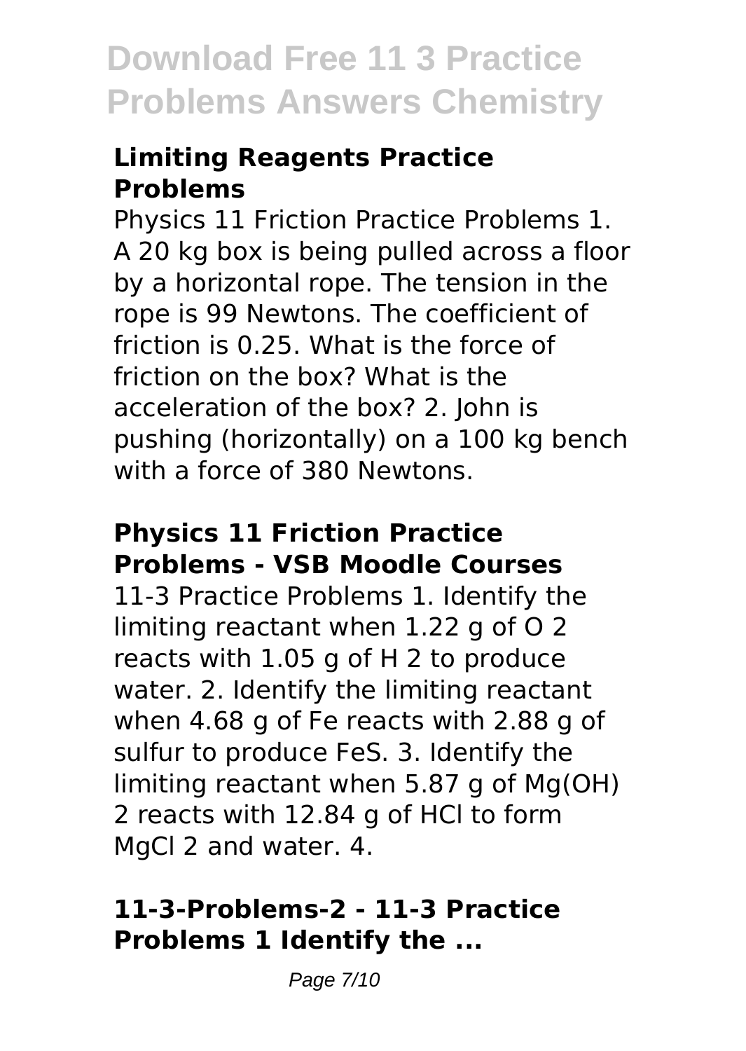# Download Free 11 3 Practice Problems Answers Chemistry

### **Limiting Reagents Practice Problems**

Physics 11 Friction Practice Problems 1. A 20 kg box is being pulled across a floor by a horizontal rope. The tension in the rope is 99 Newtons. The coefficient of friction is 0.25. What is the force of friction on the box? What is the acceleration of the box? 2. John is pushing (horizontally) on a 100 kg bench with a force of 380 Newtons.

### **Physics 11 Friction Practice Problems - VSB Moodle Courses**

11-3 Practice Problems 1. Identify the limiting reactant when 1.22 g of $O_2$ reacts with 1.05 g of $H_2$ to produce water. 2. Identify the limiting reactant when 4.68 g of Fe reacts with 2.88 g of sulfur to produce FeS. 3. Identify the limiting reactant when 5.87 g of $Mg(OH)_2$ reacts with 12.84 g of HCl to form $MgCl_2$ and water. 4.

### **11-3-Problems-2 - 11-3 Practice Problems 1 Identify the ...**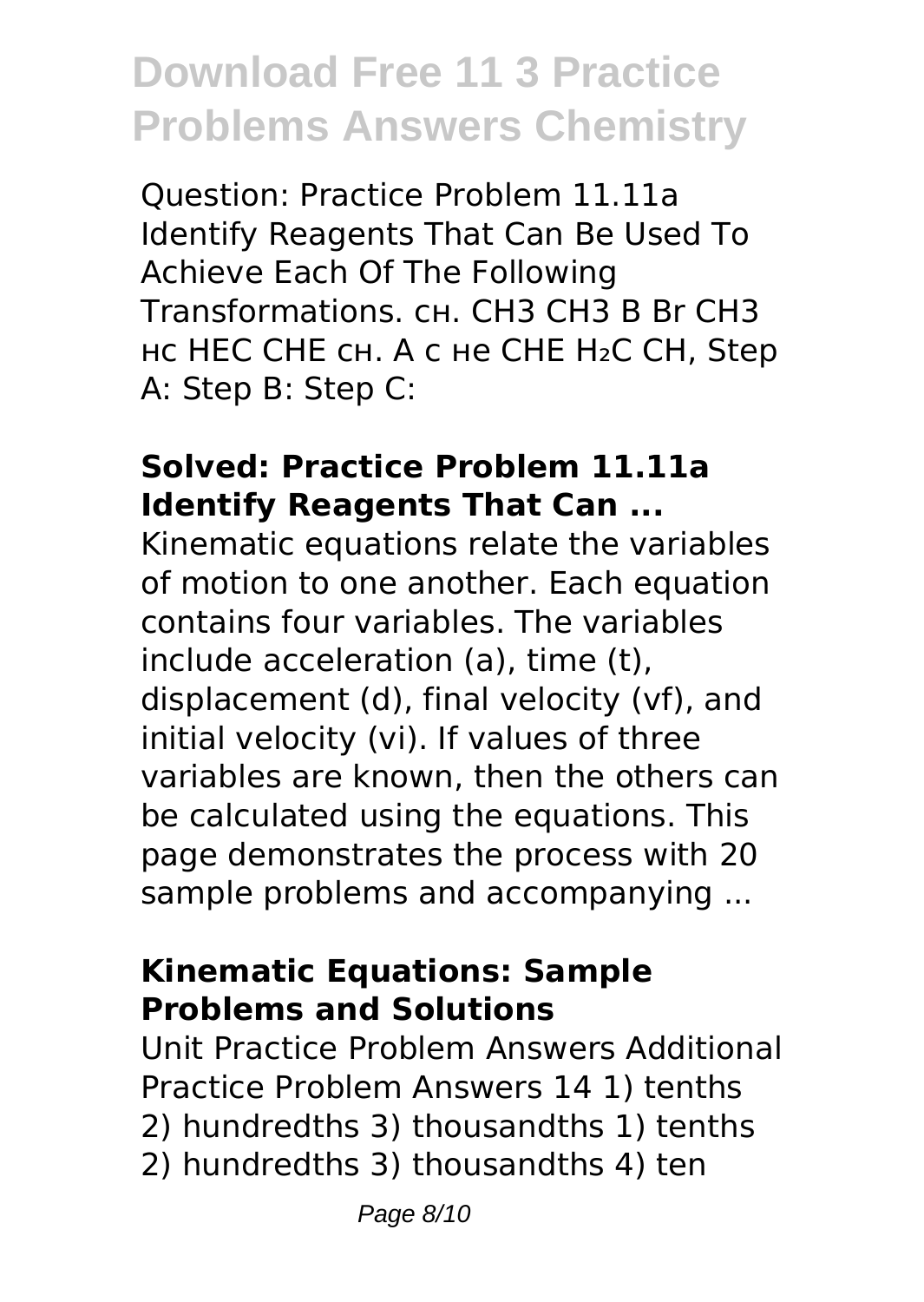# Download Free 11 3 Practice Problems Answers Chemistry

Question: Practice Problem 11.11a Identify Reagents That Can Be Used To Achieve Each Of The Following Transformations. сн. CH3 CH3 B Br CH3 нс HEC CHE сн. A c не CHE $H_2C$ CH, Step A: Step B: Step C:

### Solved: Practice Problem 11.11a Identify Reagents That Can ...

Kinematic equations relate the variables of motion to one another. Each equation contains four variables. The variables include acceleration (a), time (t), displacement (d), final velocity (vf), and initial velocity (vi). If values of three variables are known, then the others can be calculated using the equations. This page demonstrates the process with 20 sample problems and accompanying ...

### Kinematic Equations: Sample Problems and Solutions

Unit Practice Problem Answers Additional Practice Problem Answers 14 1) tenths 2) hundredths 3) thousandths 1) tenths 2) hundredths 3) thousandths 4) ten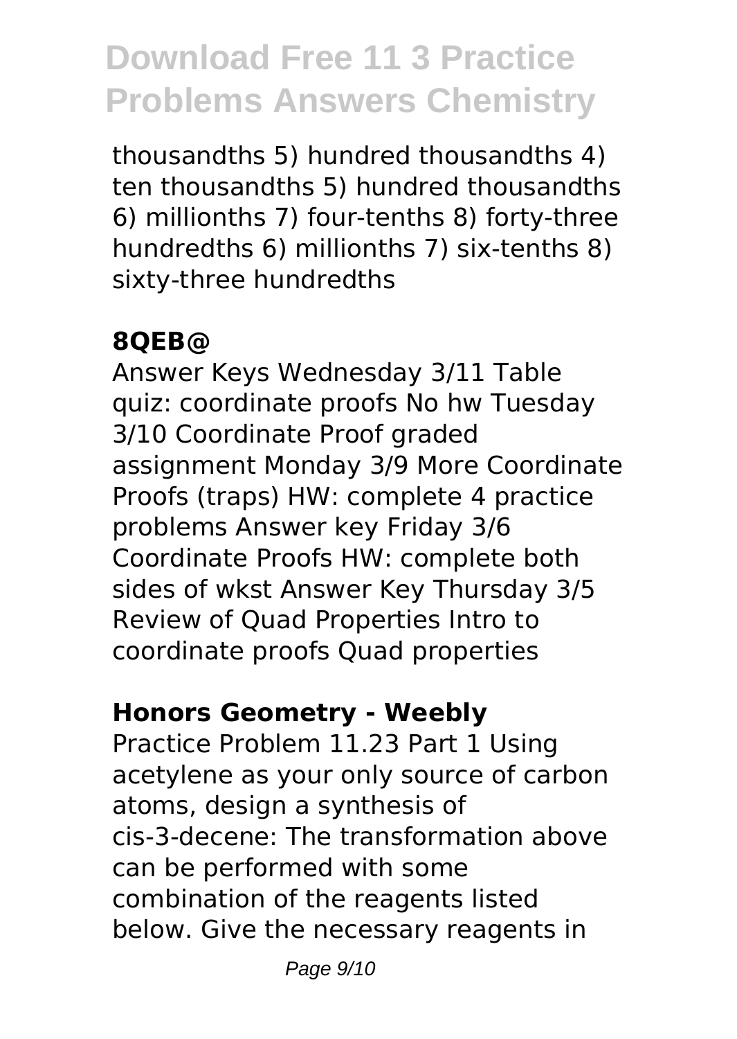thousandths 5) hundred thousandths 4) ten thousandths 5) hundred thousandths 6) millionths 7) four-tenths 8) forty-three hundredths 6) millionths 7) six-tenths 8) sixty-three hundredths

**8QEB@**

Answer Keys Wednesday 3/11 Table quiz: coordinate proofs No hw Tuesday 3/10 Coordinate Proof graded assignment Monday 3/9 More Coordinate Proofs (traps) HW: complete 4 practice problems Answer key Friday 3/6 Coordinate Proofs HW: complete both sides of wkst Answer Key Thursday 3/5 Review of Quad Properties Intro to coordinate proofs Quad properties

**Honors Geometry - Weebly**

Practice Problem 11.23 Part 1 Using acetylene as your only source of carbon atoms, design a synthesis of cis-3-decene: The transformation above can be performed with some combination of the reagents listed below. Give the necessary reagents in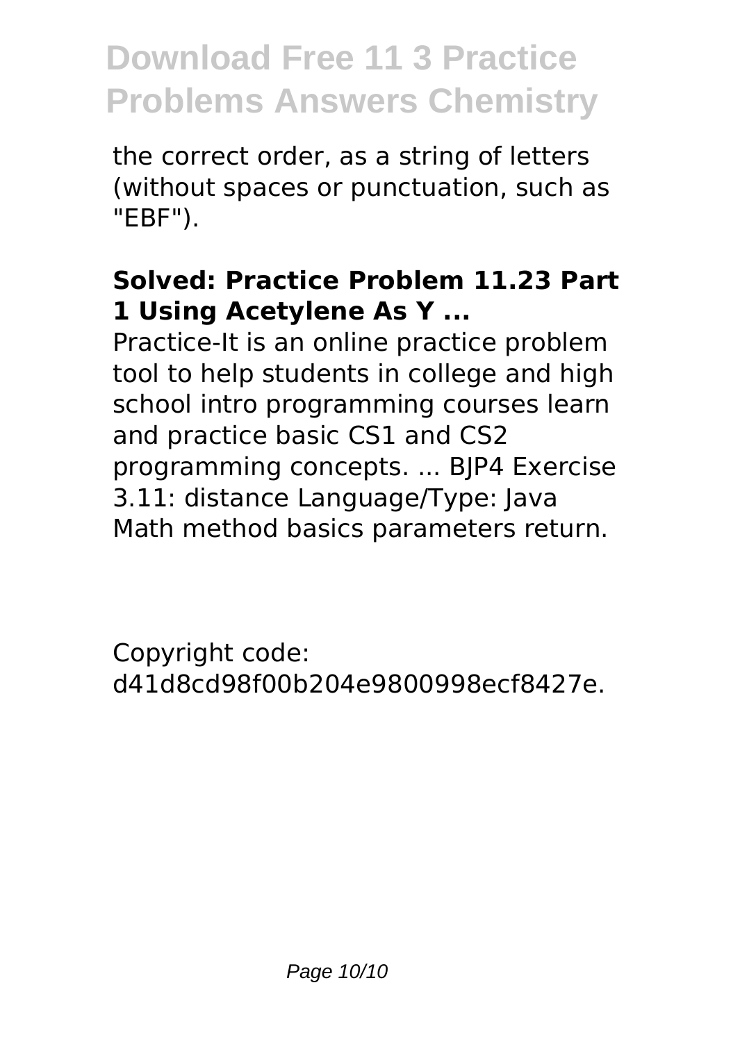the correct order, as a string of letters (without spaces or punctuation, such as "EBF").

**Solved: Practice Problem 11.23 Part 1 Using Acetylene As Y ...**

Practice-It is an online practice problem tool to help students in college and high school intro programming courses learn and practice basic CS1 and CS2 programming concepts. ... BJP4 Exercise 3.11: distance Language/Type: Java Math method basics parameters return.

Copyright code: d41d8cd98f00b204e9800998ecf8427e.